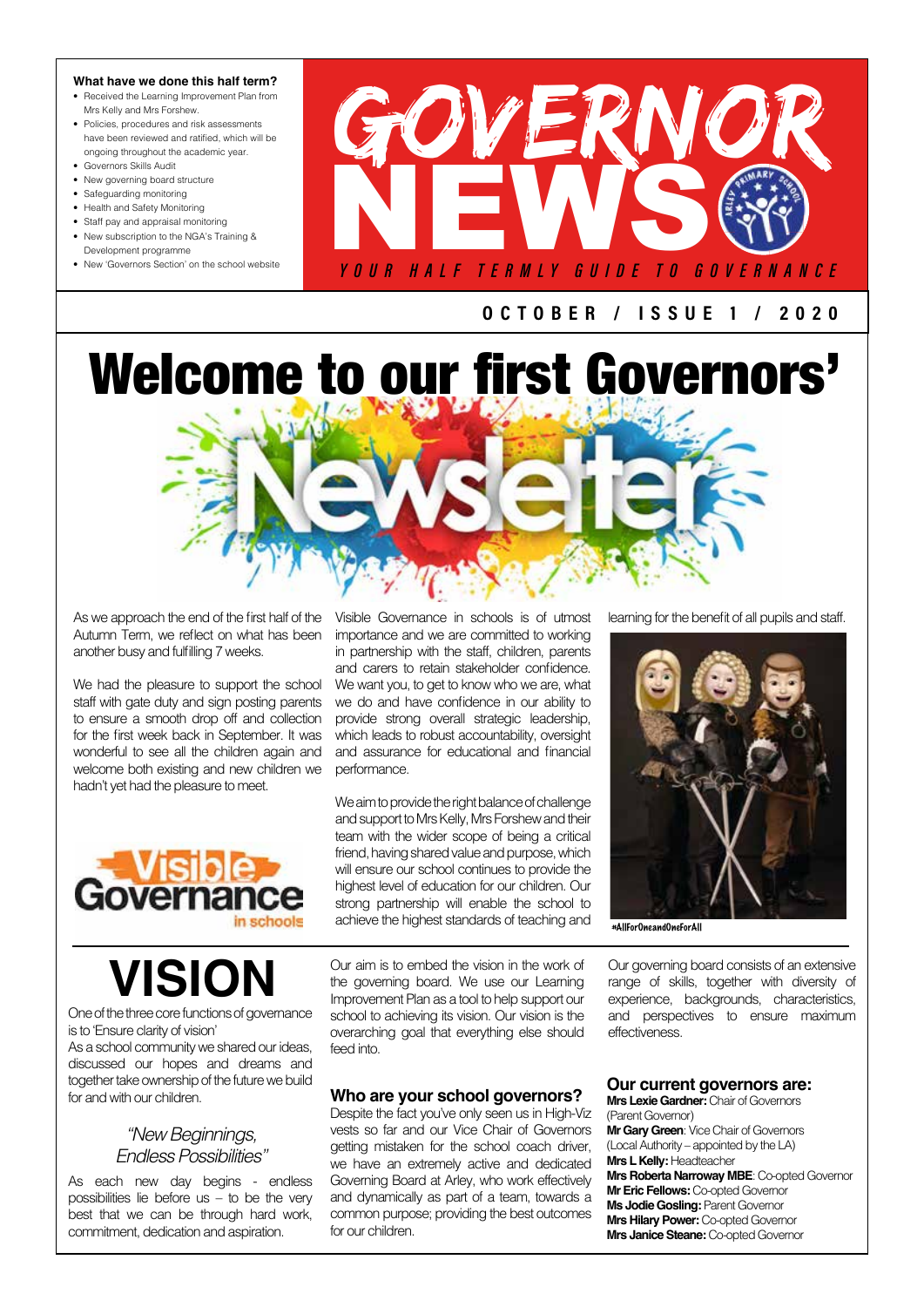# GOVERNOR NEWS

*YOUR HALF TERMLY GUIDE TO GOVERNANCE*

**OCTOBER / ISSUE 1 / 2020**

### What have we done this half term?

- Received the Learning Improvement Plan from Mrs Kelly and Mrs Forshew.
- Policies, procedures and risk assessments have been reviewed and ratified, which will be ongoing throughout the academic year.
- Governors Skills Audit
- New governing board structure
- Safeguarding monitoring
- Health and Safety Monitoring
- Staff pay and appraisal monitoring
- New subscription to the NGA's Training & Development programme
- New 'Governors Section' on the school website

# Welcome to our first Governors' Newsletter

As we approach the end of the first half of the Autumn Term, we reflect on what has been another busy and fulfilling 7 weeks.

We had the pleasure to support the school staff with gate duty and sign posting parents to ensure a smooth drop off and collection for the first week back in September. It was wonderful to see all the children again and welcome both existing and new children we hadn't yet had the pleasure to meet.

Visible Governance in schools

Visible Governance in schools is of utmost importance and we are committed to working in partnership with the staff, children, parents and carers to retain stakeholder confidence. We want you, to get to know who we are, what we do and have confidence in our ability to provide strong overall strategic leadership, which leads to robust accountability, oversight and assurance for educational and financial performance.

We aim to provide the right balance of challenge and support to Mrs Kelly, Mrs Forshew and their team with the wider scope of being a critical friend, having shared value and purpose, which will ensure our school continues to provide the highest level of education for our children. Our strong partnership will enable the school to achieve the highest standards of teaching and learning for the benefit of all pupils and staff.

#AllForOneandOneForAll

# VISION

One of the three core functions of governance is to 'Ensure clarity of vision'

As a school community we shared our ideas, discussed our hopes and dreams and together take ownership of the future we build for and with our children.

*"New Beginnings, Endless Possibilities"*

As each new day begins - endless possibilities lie before us – to be the very best that we can be through hard work, commitment, dedication and aspiration.

Our aim is to embed the vision in the work of the governing board. We use our Learning Improvement Plan as a tool to help support our school to achieving its vision. Our vision is the overarching goal that everything else should feed into.

### Who are your school governors?

Despite the fact you've only seen us in High-Viz vests so far and our Vice Chair of Governors getting mistaken for the school coach driver, we have an extremely active and dedicated Governing Board at Arley, who work effectively and dynamically as part of a team, towards a common purpose; providing the best outcomes for our children.

Our governing board consists of an extensive range of skills, together with diversity of experience, backgrounds, characteristics, and perspectives to ensure maximum effectiveness.

### Our current governors are:

**Mrs Lexie Gardner:** Chair of Governors (Parent Governor)
**Mr Gary Green**: Vice Chair of Governors (Local Authority – appointed by the LA)
**Mrs L Kelly:** Headteacher
**Mrs Roberta Narroway MBE**: Co-opted Governor
**Mr Eric Fellows:** Co-opted Governor
**Ms Jodie Gosling:** Parent Governor
**Mrs Hilary Power:** Co-opted Governor
**Mrs Janice Steane:** Co-opted Governor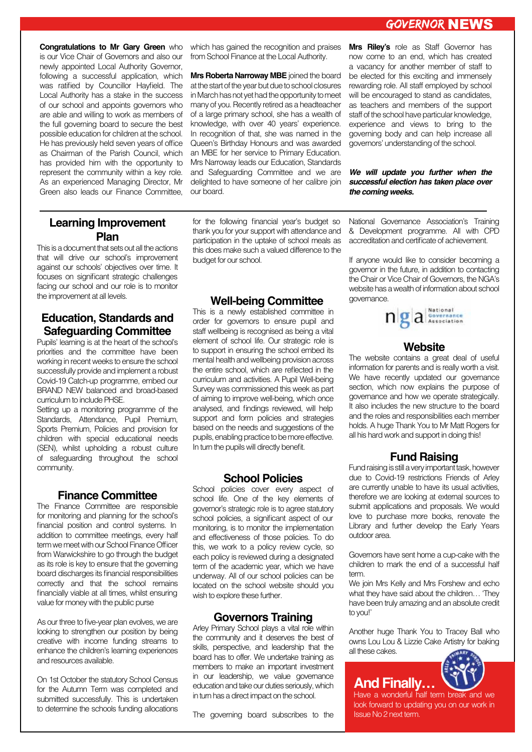# GOVERNOR NEWS

**Congratulations to Mr Gary Green** who is our Vice Chair of Governors and also our newly appointed Local Authority Governor, following a successful application, which was ratified by Councillor Hayfield. The Local Authority has a stake in the success of our school and appoints governors who are able and willing to work as members of the full governing board to secure the best possible education for children at the school. He has previously held seven years of office as Chairman of the Parish Council, which has provided him with the opportunity to represent the community within a key role. As an experienced Managing Director, Mr Green also leads our Finance Committee, which has gained the recognition and praises from School Finance at the Local Authority.

**Mrs Roberta Narroway MBE** joined the board at the start of the year but due to school closures in March has not yet had the opportunity to meet many of you. Recently retired as a headteacher of a large primary school, she has a wealth of knowledge, with over 40 years' experience. In recognition of that, she was named in the Queen's Birthday Honours and was awarded an MBE for her service to Primary Education. Mrs Narroway leads our Education, Standards and Safeguarding Committee and we are delighted to have someone of her calibre join our board.

**Mrs Riley's** role as Staff Governor has now come to an end, which has created a vacancy for another member of staff to be elected for this exciting and immensely rewarding role. All staff employed by school will be encouraged to stand as candidates, as teachers and members of the support staff of the school have particular knowledge, experience and views to bring to the governing body and can help increase all governors' understanding of the school.

***We will update you further when the successful election has taken place over the coming weeks.***

## Learning Improvement Plan

This is a document that sets out all the actions that will drive our school's improvement against our schools' objectives over time. It focuses on significant strategic challenges facing our school and our role is to monitor the improvement at all levels.

## Education, Standards and Safeguarding Committee

Pupils' learning is at the heart of the school's priorities and the committee have been working in recent weeks to ensure the school successfully provide and implement a robust Covid-19 Catch-up programme, embed our BRAND NEW balanced and broad-based curriculum to include PHSE.

Setting up a monitoring programme of the Standards, Attendance, Pupil Premium, Sports Premium, Policies and provision for children with special educational needs (SEN), whilst upholding a robust culture of safeguarding throughout the school community.

## Finance Committee

The Finance Committee are responsible for monitoring and planning for the school's financial position and control systems. In addition to committee meetings, every half term we meet with our School Finance Officer from Warwickshire to go through the budget as its role is key to ensure that the governing board discharges its financial responsibilities correctly and that the school remains financially viable at all times, whilst ensuring value for money with the public purse

As our three to five-year plan evolves, we are looking to strengthen our position by being creative with income funding streams to enhance the children's learning experiences and resources available.

On 1st October the statutory School Census for the Autumn Term was completed and submitted successfully. This is undertaken to determine the schools funding allocations for the following financial year's budget so thank you for your support with attendance and participation in the uptake of school meals as this does make such a valued difference to the budget for our school.

## Well-being Committee

This is a newly established committee in order for governors to ensure pupil and staff wellbeing is recognised as being a vital element of school life. Our strategic role is to support in ensuring the school embed its mental health and wellbeing provision across the entire school, which are reflected in the curriculum and activities. A Pupil Well-being Survey was commissioned this week as part of aiming to improve well-being, which once analysed, and findings reviewed, will help support and form policies and strategies based on the needs and suggestions of the pupils, enabling practice to be more effective. In turn the pupils will directly benefit.

## School Policies

School policies cover every aspect of school life. One of the key elements of governor's strategic role is to agree statutory school policies, a significant aspect of our monitoring, is to monitor the implementation and effectiveness of those policies. To do this, we work to a policy review cycle, so each policy is reviewed during a designated term of the academic year, which we have underway. All of our school policies can be located on the school website should you wish to explore these further.

## Governors Training

Arley Primary School plays a vital role within the community and it deserves the best of skills, perspective, and leadership that the board has to offer. We undertake training as members to make an important investment in our leadership, we value governance education and take our duties seriously, which in turn has a direct impact on the school.

The governing board subscribes to the National Governance Association's Training & Development programme. All with CPD accreditation and certificate of achievement.

If anyone would like to consider becoming a governor in the future, in addition to contacting the Chair or Vice Chair of Governors, the NGA's website has a wealth of information about school governance.

nga National Governance Association

## Website

The website contains a great deal of useful information for parents and is really worth a visit. We have recently updated our governance section, which now explains the purpose of governance and how we operate strategically. It also includes the new structure to the board and the roles and responsibilities each member holds. A huge Thank You to Mr Matt Rogers for all his hard work and support in doing this!

## Fund Raising

Fund raising is still a very important task, however due to Covid-19 restrictions Friends of Arley are currently unable to have its usual activities, therefore we are looking at external sources to submit applications and proposals. We would love to purchase more books, renovate the Library and further develop the Early Years outdoor area.

Governors have sent home a cup-cake with the children to mark the end of a successful half term.

We join Mrs Kelly and Mrs Forshew and echo what they have said about the children… 'They have been truly amazing and an absolute credit to you!'

Another huge Thank You to Tracey Ball who owns Lou Lou & Lizzie Cake Artistry for baking all these cakes.

## And Finally…

Have a wonderful half term break and we look forward to updating you on our work in Issue No 2 next term.